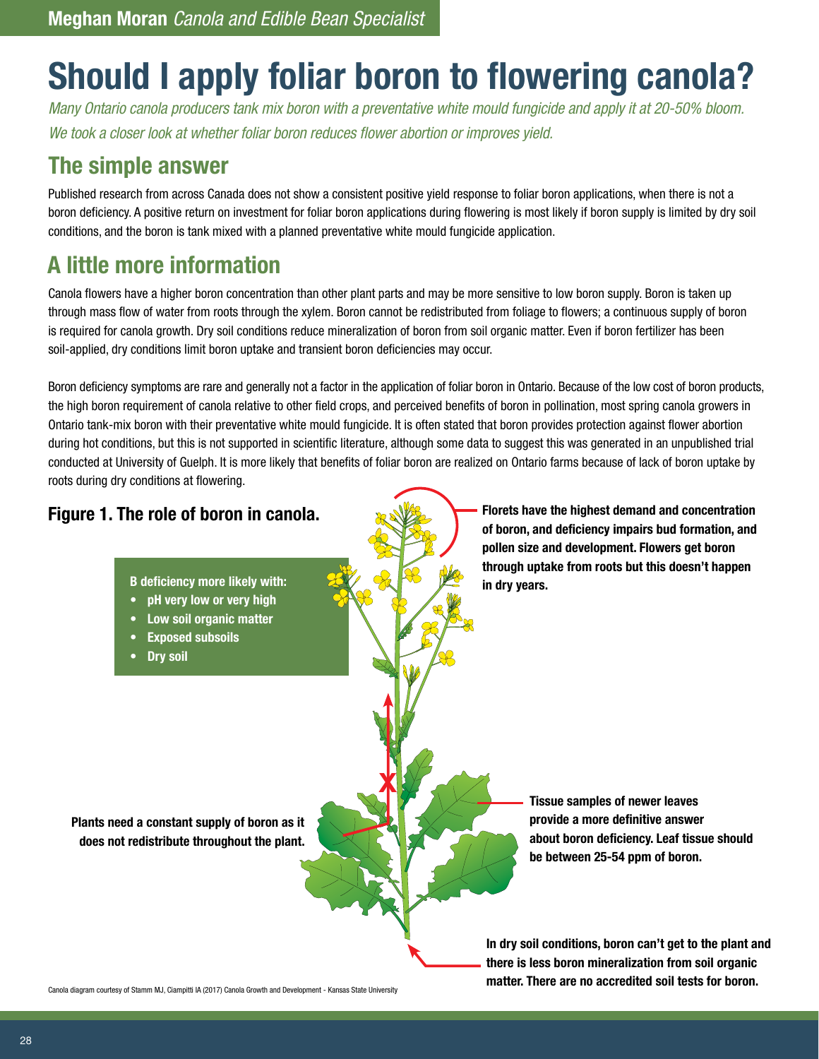**Meghan Moran** *Canola and Edible Bean Specialist*

# Should I apply foliar boron to flowering canola?

*Many Ontario canola producers tank mix boron with a preventative white mould fungicide and apply it at 20-50% bloom. We took a closer look at whether foliar boron reduces flower abortion or improves yield.*

## The simple answer

Published research from across Canada does not show a consistent positive yield response to foliar boron applications, when there is not a boron deficiency. A positive return on investment for foliar boron applications during flowering is most likely if boron supply is limited by dry soil conditions, and the boron is tank mixed with a planned preventative white mould fungicide application.

## A little more information

Canola flowers have a higher boron concentration than other plant parts and may be more sensitive to low boron supply. Boron is taken up through mass flow of water from roots through the xylem. Boron cannot be redistributed from foliage to flowers; a continuous supply of boron is required for canola growth. Dry soil conditions reduce mineralization of boron from soil organic matter. Even if boron fertilizer has been soil-applied, dry conditions limit boron uptake and transient boron deficiencies may occur.

Boron deficiency symptoms are rare and generally not a factor in the application of foliar boron in Ontario. Because of the low cost of boron products, the high boron requirement of canola relative to other field crops, and perceived benefits of boron in pollination, most spring canola growers in Ontario tank-mix boron with their preventative white mould fungicide. It is often stated that boron provides protection against flower abortion during hot conditions, but this is not supported in scientific literature, although some data to suggest this was generated in an unpublished trial conducted at University of Guelph. It is more likely that benefits of foliar boron are realized on Ontario farms because of lack of boron uptake by roots during dry conditions at flowering.

### Figure 1. The role of boron in canola.

**B deficiency more likely with:**
- **pH very low or very high**
- **Low soil organic matter**
- **Exposed subsoils**
- **Dry soil**

**Florets have the highest demand and concentration of boron, and deficiency impairs bud formation, and pollen size and development. Flowers get boron through uptake from roots but this doesn't happen in dry years.**

**Plants need a constant supply of boron as it does not redistribute throughout the plant.**

**Tissue samples of newer leaves provide a more definitive answer about boron deficiency. Leaf tissue should be between 25-54 ppm of boron.**

**In dry soil conditions, boron can't get to the plant and there is less boron mineralization from soil organic matter. There are no accredited soil tests for boron.**

Canola diagram courtesy of Stamm MJ, Ciampitti IA (2017) Canola Growth and Development - Kansas State University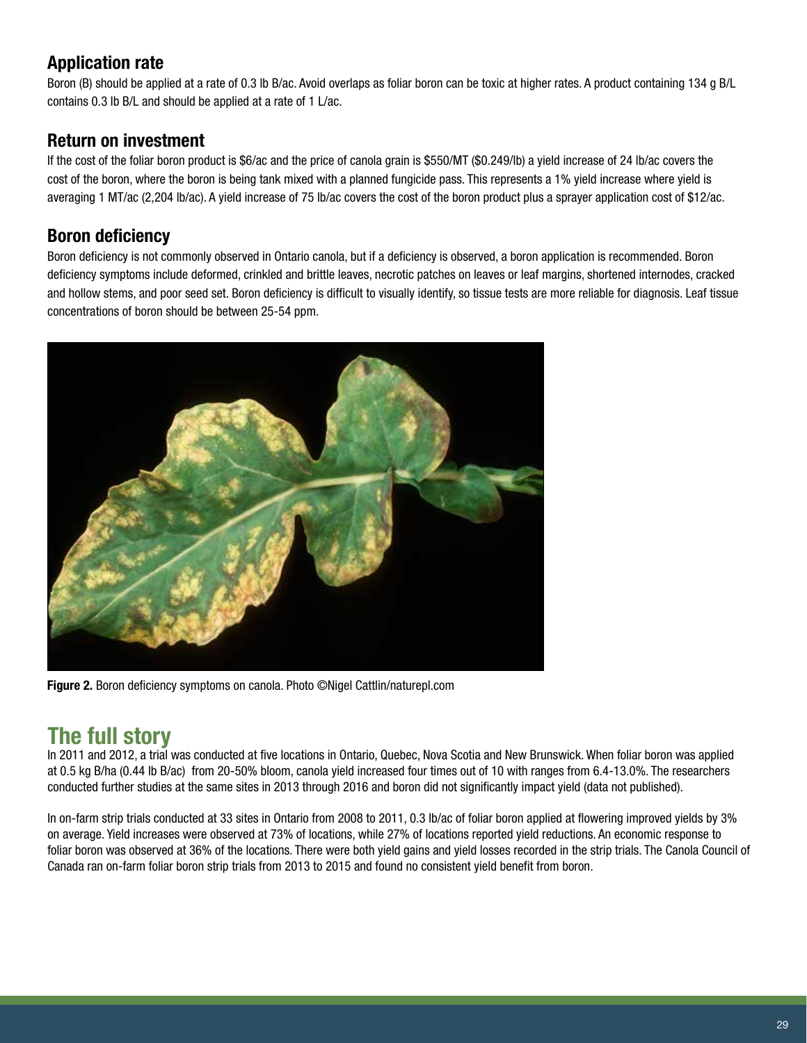### Application rate

Boron (B) should be applied at a rate of 0.3 lb B/ac. Avoid overlaps as foliar boron can be toxic at higher rates. A product containing 134 g B/L contains 0.3 lb B/L and should be applied at a rate of 1 L/ac.

### Return on investment

If the cost of the foliar boron product is $6/ac and the price of canola grain is $550/MT ($0.249/lb) a yield increase of 24 lb/ac covers the cost of the boron, where the boron is being tank mixed with a planned fungicide pass. This represents a 1% yield increase where yield is averaging 1 MT/ac (2,204 lb/ac). A yield increase of 75 lb/ac covers the cost of the boron product plus a sprayer application cost of $12/ac.

### Boron deficiency

Boron deficiency is not commonly observed in Ontario canola, but if a deficiency is observed, a boron application is recommended. Boron deficiency symptoms include deformed, crinkled and brittle leaves, necrotic patches on leaves or leaf margins, shortened internodes, cracked and hollow stems, and poor seed set. Boron deficiency is difficult to visually identify, so tissue tests are more reliable for diagnosis. Leaf tissue concentrations of boron should be between 25-54 ppm.

**Figure 2.** Boron deficiency symptoms on canola. Photo ©Nigel Cattlin/naturepl.com

## The full story

In 2011 and 2012, a trial was conducted at five locations in Ontario, Quebec, Nova Scotia and New Brunswick. When foliar boron was applied at 0.5 kg B/ha (0.44 lb B/ac) from 20-50% bloom, canola yield increased four times out of 10 with ranges from 6.4-13.0%. The researchers conducted further studies at the same sites in 2013 through 2016 and boron did not significantly impact yield (data not published).

In on-farm strip trials conducted at 33 sites in Ontario from 2008 to 2011, 0.3 lb/ac of foliar boron applied at flowering improved yields by 3% on average. Yield increases were observed at 73% of locations, while 27% of locations reported yield reductions. An economic response to foliar boron was observed at 36% of the locations. There were both yield gains and yield losses recorded in the strip trials. The Canola Council of Canada ran on-farm foliar boron strip trials from 2013 to 2015 and found no consistent yield benefit from boron.